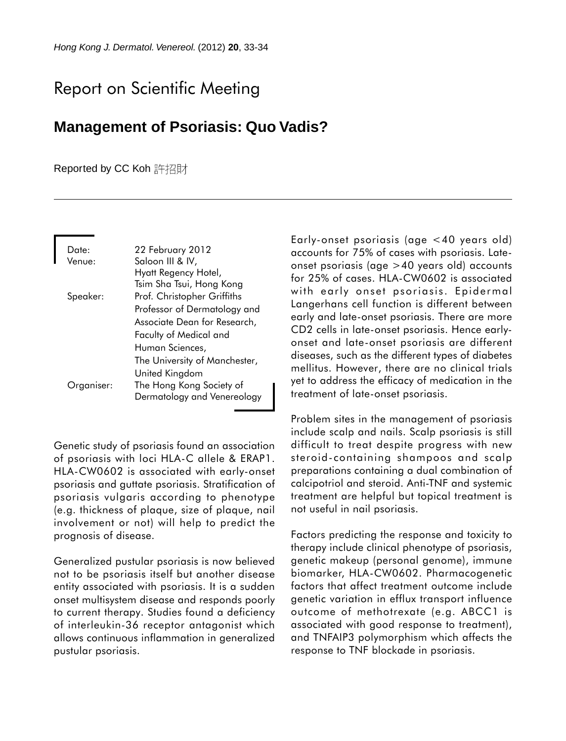Report on Scientific Meeting

# Management of Psoriasis: Quo Vadis?

Reported by CC Koh 許招財

| | |
|---|---|
| Date: | 22 February 2012 |
| Venue: | Saloon III & IV, Hyatt Regency Hotel, Tsim Sha Tsui, Hong Kong |
| Speaker: | Prof. Christopher Griffiths<br>Professor of Dermatology and Associate Dean for Research, Faculty of Medical and Human Sciences, The University of Manchester, United Kingdom |
| Organiser: | The Hong Kong Society of Dermatology and Venereology |

Genetic study of psoriasis found an association of psoriasis with loci HLA-C allele & ERAP1. HLA-CW0602 is associated with early-onset psoriasis and guttate psoriasis. Stratification of psoriasis vulgaris according to phenotype (e.g. thickness of plaque, size of plaque, nail involvement or not) will help to predict the prognosis of disease.

Generalized pustular psoriasis is now believed not to be psoriasis itself but another disease entity associated with psoriasis. It is a sudden onset multisystem disease and responds poorly to current therapy. Studies found a deficiency of interleukin-36 receptor antagonist which allows continuous inflammation in generalized pustular psoriasis.

Early-onset psoriasis (age <40 years old) accounts for 75% of cases with psoriasis. Late-onset psoriasis (age >40 years old) accounts for 25% of cases. HLA-CW0602 is associated with early onset psoriasis. Epidermal Langerhans cell function is different between early and late-onset psoriasis. There are more CD2 cells in late-onset psoriasis. Hence early-onset and late-onset psoriasis are different diseases, such as the different types of diabetes mellitus. However, there are no clinical trials yet to address the efficacy of medication in the treatment of late-onset psoriasis.

Problem sites in the management of psoriasis include scalp and nails. Scalp psoriasis is still difficult to treat despite progress with new steroid-containing shampoos and scalp preparations containing a dual combination of calcipotriol and steroid. Anti-TNF and systemic treatment are helpful but topical treatment is not useful in nail psoriasis.

Factors predicting the response and toxicity to therapy include clinical phenotype of psoriasis, genetic makeup (personal genome), immune biomarker, HLA-CW0602. Pharmacogenetic factors that affect treatment outcome include genetic variation in efflux transport influence outcome of methotrexate (e.g. ABCC1 is associated with good response to treatment), and TNFAIP3 polymorphism which affects the response to TNF blockade in psoriasis.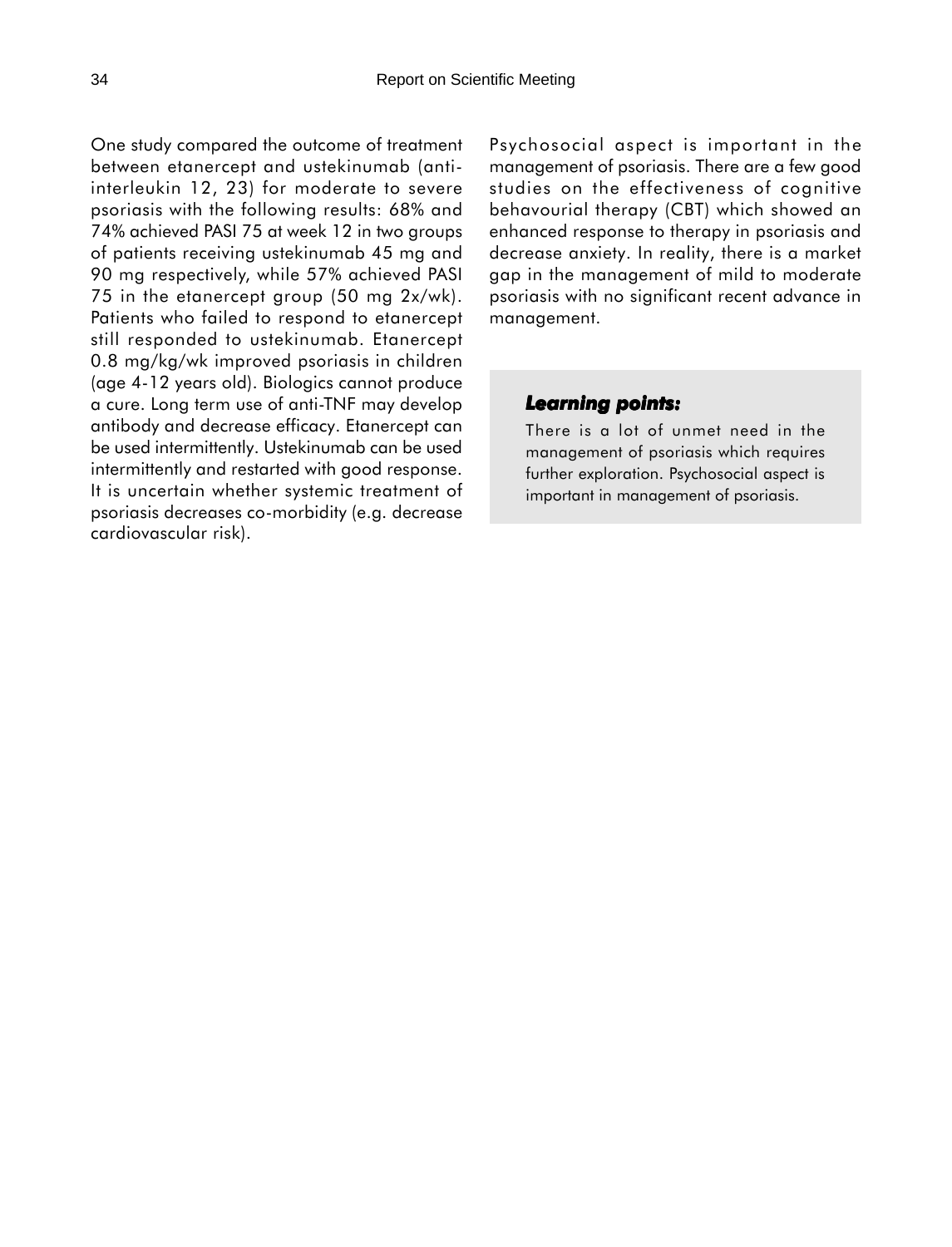One study compared the outcome of treatment between etanercept and ustekinumab (anti-interleukin 12, 23) for moderate to severe psoriasis with the following results: 68% and 74% achieved PASI 75 at week 12 in two groups of patients receiving ustekinumab 45 mg and 90 mg respectively, while 57% achieved PASI 75 in the etanercept group (50 mg 2x/wk). Patients who failed to respond to etanercept still responded to ustekinumab. Etanercept 0.8 mg/kg/wk improved psoriasis in children (age 4-12 years old). Biologics cannot produce a cure. Long term use of anti-TNF may develop antibody and decrease efficacy. Etanercept can be used intermittently. Ustekinumab can be used intermittently and restarted with good response. It is uncertain whether systemic treatment of psoriasis decreases co-morbidity (e.g. decrease cardiovascular risk).

Psychosocial aspect is important in the management of psoriasis. There are a few good studies on the effectiveness of cognitive behavourial therapy (CBT) which showed an enhanced response to therapy in psoriasis and decrease anxiety. In reality, there is a market gap in the management of mild to moderate psoriasis with no significant recent advance in management.

***Learning points:***

There is a lot of unmet need in the management of psoriasis which requires further exploration. Psychosocial aspect is important in management of psoriasis.